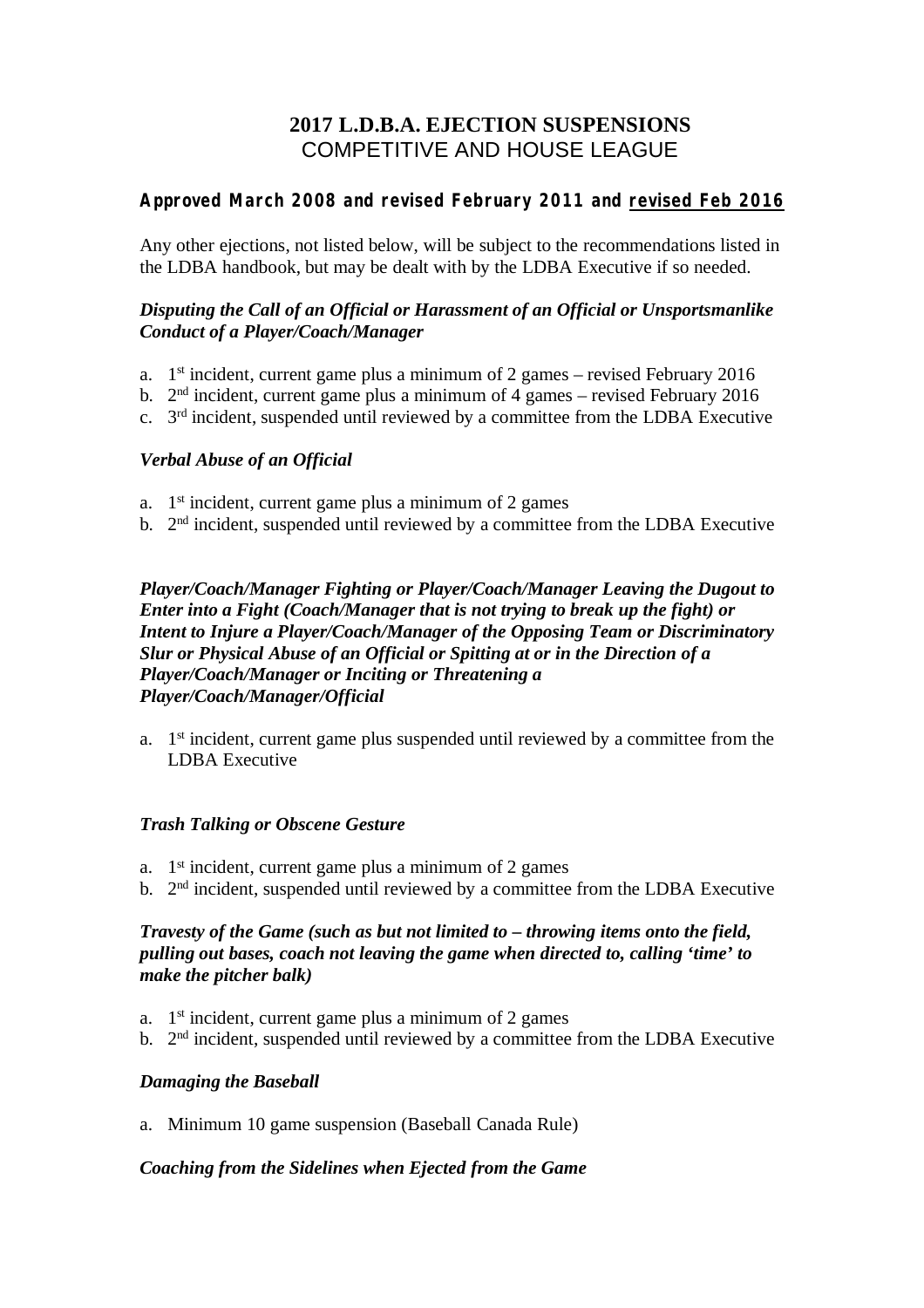# 2017 L.D.B.A. EJECTION SUSPENSIONS
## COMPETITIVE AND HOUSE LEAGUE

**Approved March 2008 and revised February 2011 and revised Feb 2016**

Any other ejections, not listed below, will be subject to the recommendations listed in the LDBA handbook, but may be dealt with by the LDBA Executive if so needed.

***Disputing the Call of an Official or Harassment of an Official or Unsportsmanlike Conduct of a Player/Coach/Manager***

a. 1st incident, current game plus a minimum of 2 games – revised February 2016
b. 2nd incident, current game plus a minimum of 4 games – revised February 2016
c. 3rd incident, suspended until reviewed by a committee from the LDBA Executive

***Verbal Abuse of an Official***

a. 1st incident, current game plus a minimum of 2 games
b. 2nd incident, suspended until reviewed by a committee from the LDBA Executive

***Player/Coach/Manager Fighting or Player/Coach/Manager Leaving the Dugout to Enter into a Fight (Coach/Manager that is not trying to break up the fight) or Intent to Injure a Player/Coach/Manager of the Opposing Team or Discriminatory Slur or Physical Abuse of an Official or Spitting at or in the Direction of a Player/Coach/Manager or Inciting or Threatening a Player/Coach/Manager/Official***

a. 1st incident, current game plus suspended until reviewed by a committee from the LDBA Executive

***Trash Talking or Obscene Gesture***

a. 1st incident, current game plus a minimum of 2 games
b. 2nd incident, suspended until reviewed by a committee from the LDBA Executive

***Travesty of the Game (such as but not limited to – throwing items onto the field, pulling out bases, coach not leaving the game when directed to, calling 'time' to make the pitcher balk)***

a. 1st incident, current game plus a minimum of 2 games
b. 2nd incident, suspended until reviewed by a committee from the LDBA Executive

***Damaging the Baseball***

a. Minimum 10 game suspension (Baseball Canada Rule)

***Coaching from the Sidelines when Ejected from the Game***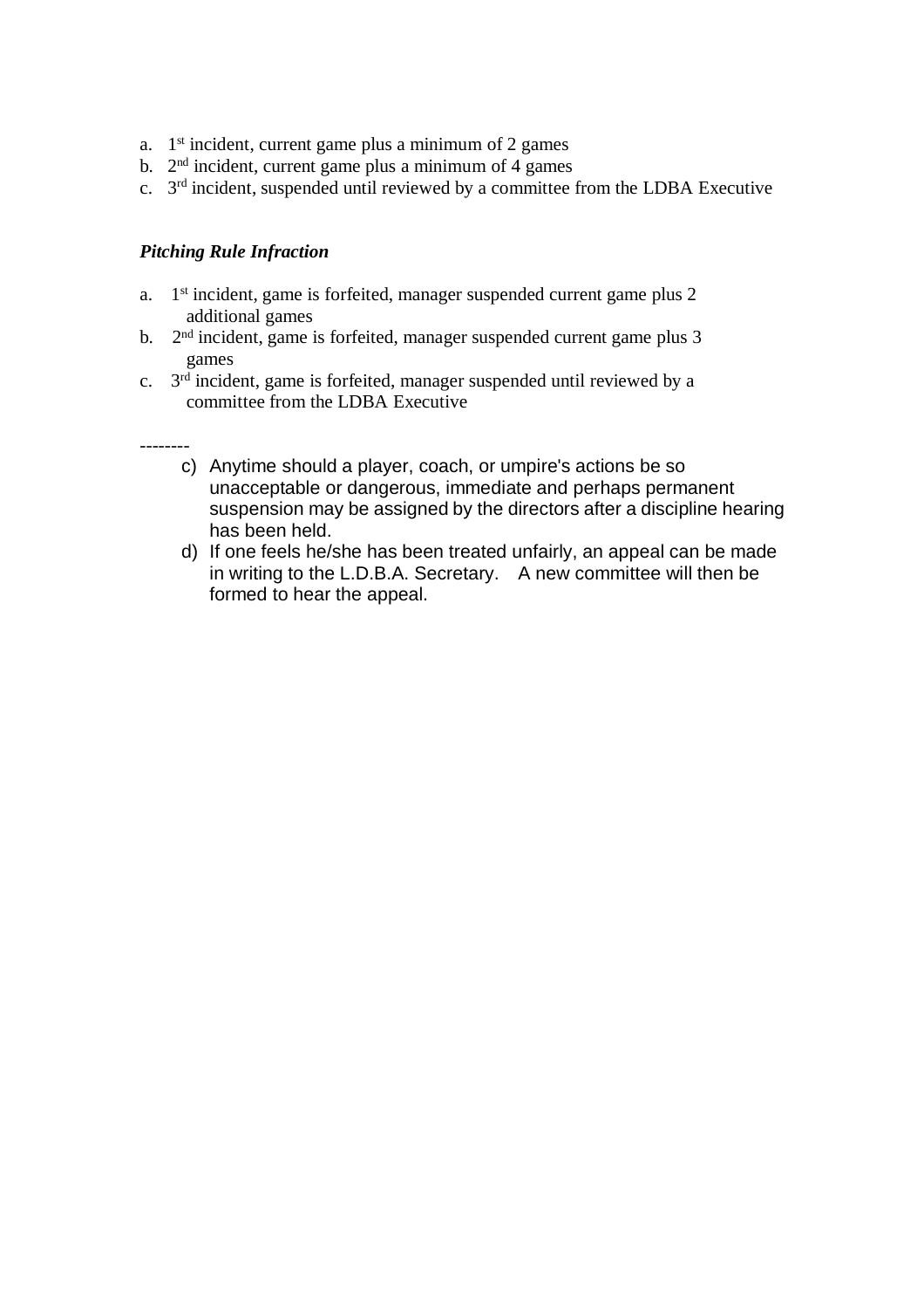a. 1st incident, current game plus a minimum of 2 games
b. 2nd incident, current game plus a minimum of 4 games
c. 3rd incident, suspended until reviewed by a committee from the LDBA Executive

***Pitching Rule Infraction***

a. 1st incident, game is forfeited, manager suspended current game plus 2 additional games
b. 2nd incident, game is forfeited, manager suspended current game plus 3 games
c. 3rd incident, game is forfeited, manager suspended until reviewed by a committee from the LDBA Executive

--------

c) Anytime should a player, coach, or umpire's actions be so unacceptable or dangerous, immediate and perhaps permanent suspension may be assigned by the directors after a discipline hearing has been held.
d) If one feels he/she has been treated unfairly, an appeal can be made in writing to the L.D.B.A. Secretary. A new committee will then be formed to hear the appeal.